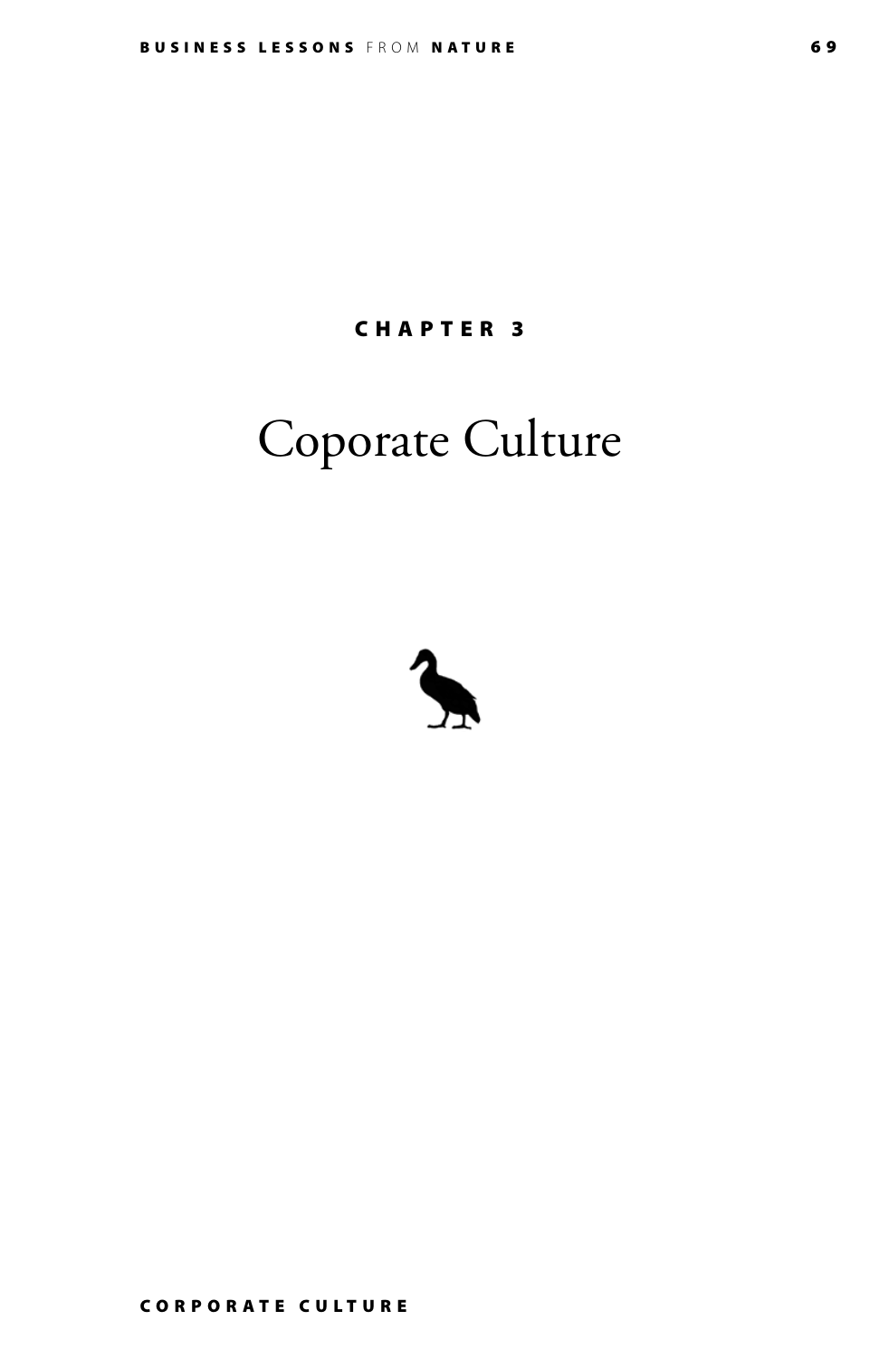CHAPTER 3

# Coporate Culture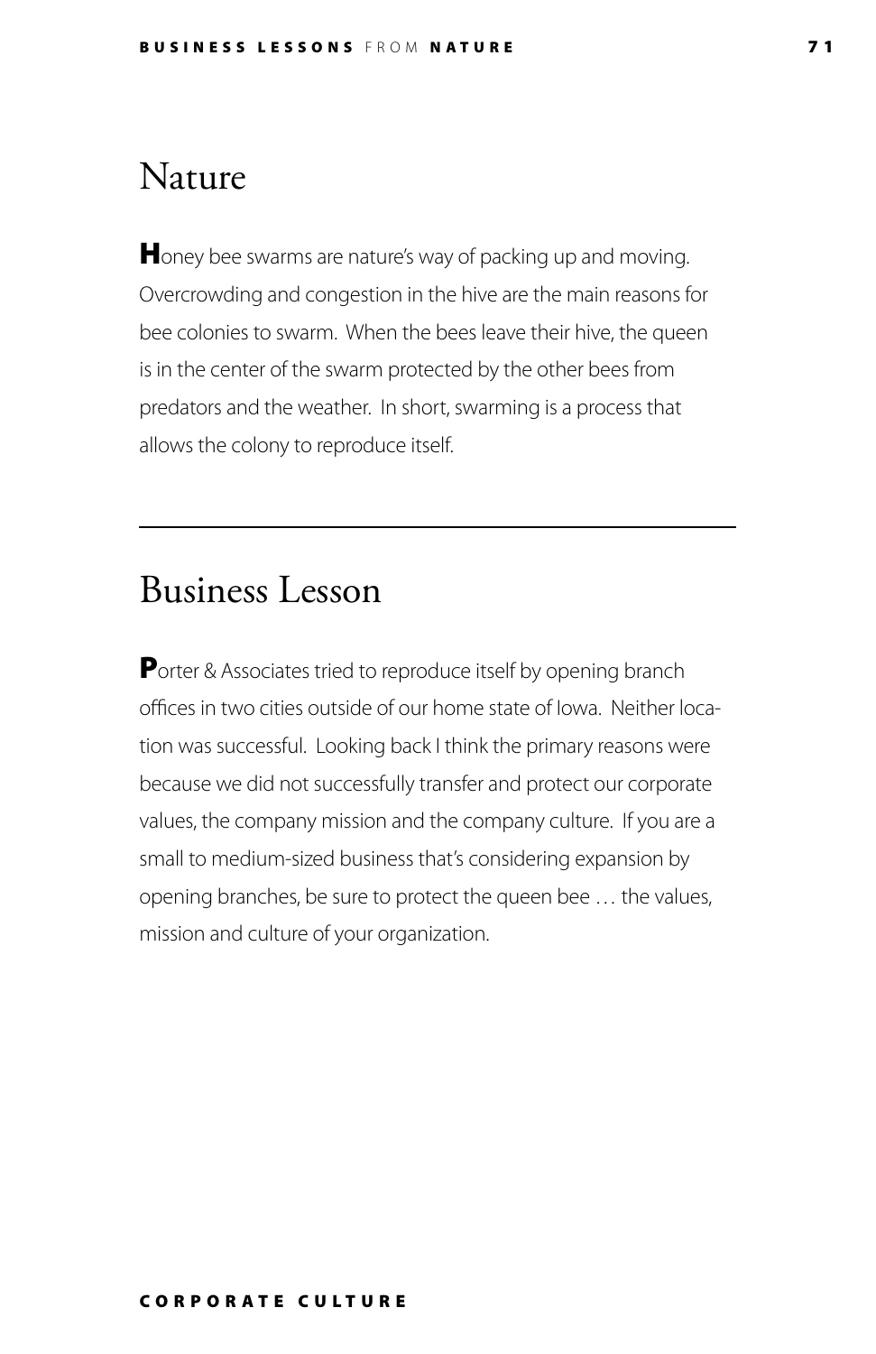## Nature

Honey bee swarms are nature's way of packing up and moving. Overcrowding and congestion in the hive are the main reasons for bee colonies to swarm. When the bees leave their hive, the queen is in the center of the swarm protected by the other bees from predators and the weather. In short, swarming is a process that allows the colony to reproduce itself.

---

## Business Lesson

Porter & Associates tried to reproduce itself by opening branch offices in two cities outside of our home state of Iowa. Neither location was successful. Looking back I think the primary reasons were because we did not successfully transfer and protect our corporate values, the company mission and the company culture. If you are a small to medium-sized business that's considering expansion by opening branches, be sure to protect the queen bee … the values, mission and culture of your organization.